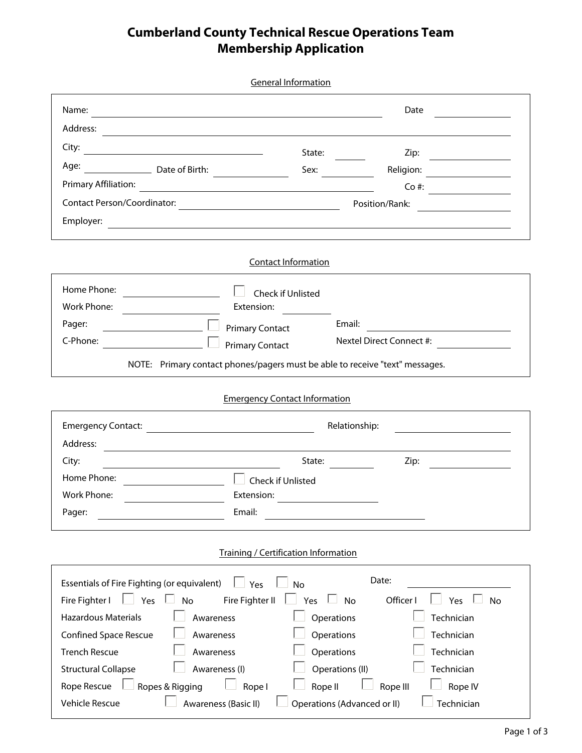# Cumberland County Technical Rescue Operations Team
# Membership Application

## General Information

Name: ______________________________ Date ____________

Address: ______________________________

City: ____________________ State: ______ Zip: ____________

Age: ________ Date of Birth: ____________ Sex: ________ Religion: ____________

Primary Affiliation: ______________________________ Co #: ____________

Contact Person/Coordinator: ____________________ Position/Rank: ____________

Employer: ______________________________

## Contact Information

Home Phone: ____________ ☐ Check if Unlisted

Work Phone: ____________ Extension: ________

Pager: ____________ ☐ Primary Contact Email: ____________________

C-Phone: ____________ ☐ Primary Contact Nextel Direct Connect #: ____________

NOTE: Primary contact phones/pagers must be able to receive "text" messages.

## Emergency Contact Information

Emergency Contact: ____________________ Relationship: ____________

Address: ______________________________

City: ____________________ State: ________ Zip: ____________

Home Phone: ____________ ☐ Check if Unlisted

Work Phone: ____________ Extension: ____________

Pager: ____________ Email: ____________________

## Training / Certification Information

Essentials of Fire Fighting (or equivalent) ☐ Yes ☐ No Date: ____________

Fire Fighter I ☐ Yes ☐ No Fire Fighter II ☐ Yes ☐ No Officer I ☐ Yes ☐ No

| | | | | | |
|---|---|---|---|---|---|
| Hazardous Materials | ☐ Awareness | | ☐ Operations | | ☐ Technician |
| Confined Space Rescue | ☐ Awareness | | ☐ Operations | | ☐ Technician |
| Trench Rescue | ☐ Awareness | | ☐ Operations | | ☐ Technician |
| Structural Collapse | ☐ Awareness (I) | | ☐ Operations (II) | | ☐ Technician |
| Rope Rescue | ☐ Ropes & Rigging | ☐ Rope I | ☐ Rope II | ☐ Rope III | ☐ Rope IV |
| Vehicle Rescue | ☐ Awareness (Basic II) | | ☐ Operations (Advanced or II) | | ☐ Technician |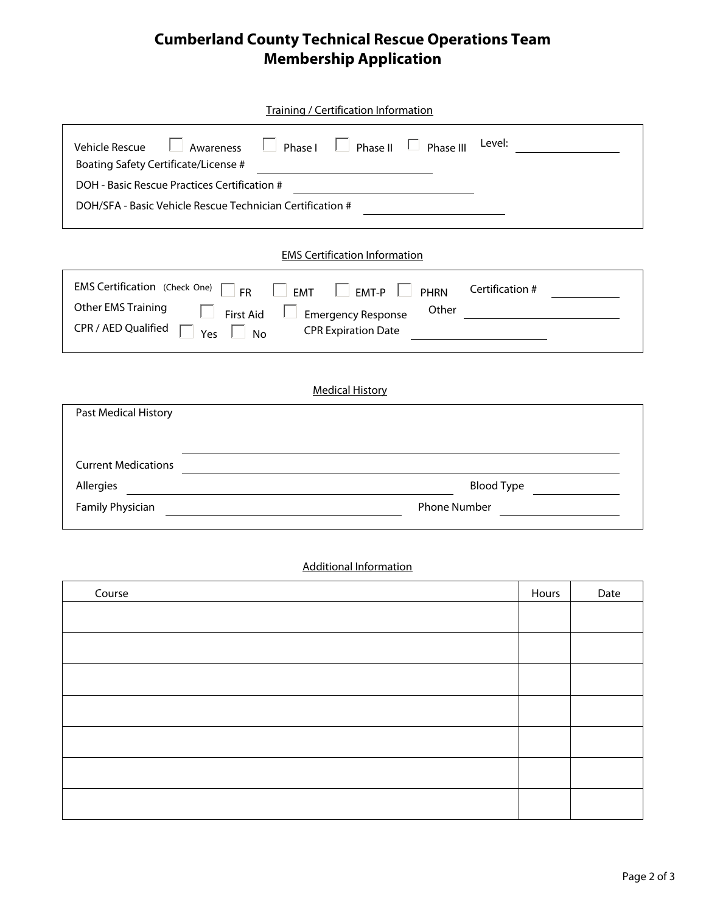# Cumberland County Technical Rescue Operations Team
# Membership Application

## Training / Certification Information

Vehicle Rescue ☐ Awareness ☐ Phase I ☐ Phase II ☐ Phase III Level: ____________

Boating Safety Certificate/License # ____________

DOH - Basic Rescue Practices Certification # ____________

DOH/SFA - Basic Vehicle Rescue Technician Certification # ____________

## EMS Certification Information

EMS Certification (Check One) ☐ FR ☐ EMT ☐ EMT-P ☐ PHRN Certification # ____________

Other EMS Training ☐ First Aid ☐ Emergency Response Other ____________

CPR / AED Qualified ☐ Yes ☐ No CPR Expiration Date ____________

## Medical History

Past Medical History ____________

Current Medications ____________

Allergies ____________ Blood Type ____________

Family Physician ____________ Phone Number ____________

## Additional Information

| Course | Hours | Date |
|---|---|---|
| | | |
| | | |
| | | |
| | | |
| | | |
| | | |
| | | |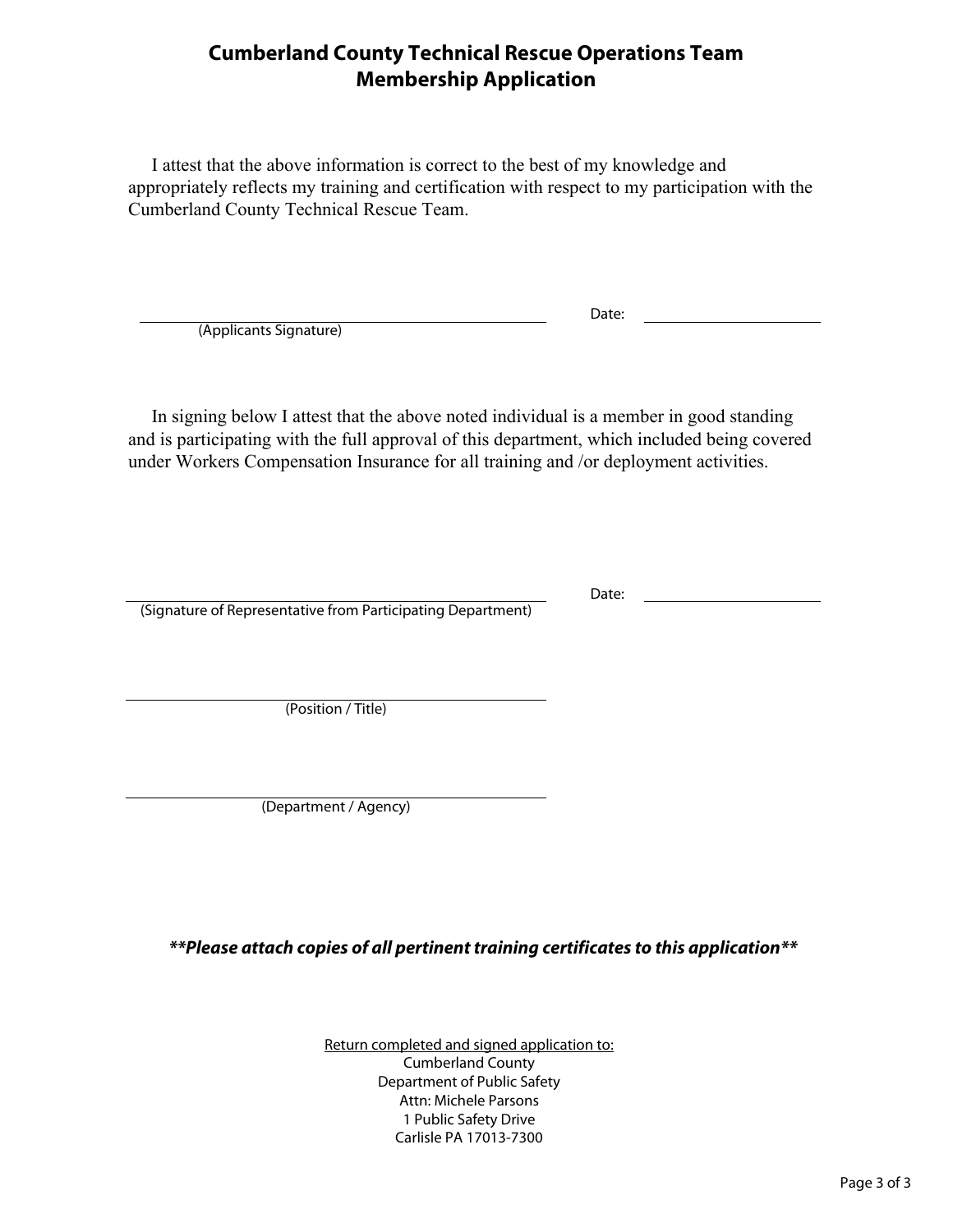# Cumberland County Technical Rescue Operations Team
# Membership Application

I attest that the above information is correct to the best of my knowledge and appropriately reflects my training and certification with respect to my participation with the Cumberland County Technical Rescue Team.

\_\_\_\_\_\_\_\_\_\_\_\_\_\_\_\_\_\_\_\_\_\_\_\_\_\_\_\_\_\_\_\_\_\_\_\_\_\_ Date: \_\_\_\_\_\_\_\_\_\_\_\_\_\_\_\_\_\_
(Applicants Signature)

In signing below I attest that the above noted individual is a member in good standing and is participating with the full approval of this department, which included being covered under Workers Compensation Insurance for all training and /or deployment activities.

\_\_\_\_\_\_\_\_\_\_\_\_\_\_\_\_\_\_\_\_\_\_\_\_\_\_\_\_\_\_\_\_\_\_\_\_\_\_ Date: \_\_\_\_\_\_\_\_\_\_\_\_\_\_\_\_\_\_
(Signature of Representative from Participating Department)

\_\_\_\_\_\_\_\_\_\_\_\_\_\_\_\_\_\_\_\_\_\_\_\_\_\_\_\_\_\_\_\_\_\_\_\_\_\_
(Position / Title)

\_\_\_\_\_\_\_\_\_\_\_\_\_\_\_\_\_\_\_\_\_\_\_\_\_\_\_\_\_\_\_\_\_\_\_\_\_\_
(Department / Agency)

***\*\*Please attach copies of all pertinent training certificates to this application\*\****

Return completed and signed application to:
Cumberland County
Department of Public Safety
Attn: Michele Parsons
1 Public Safety Drive
Carlisle PA 17013-7300